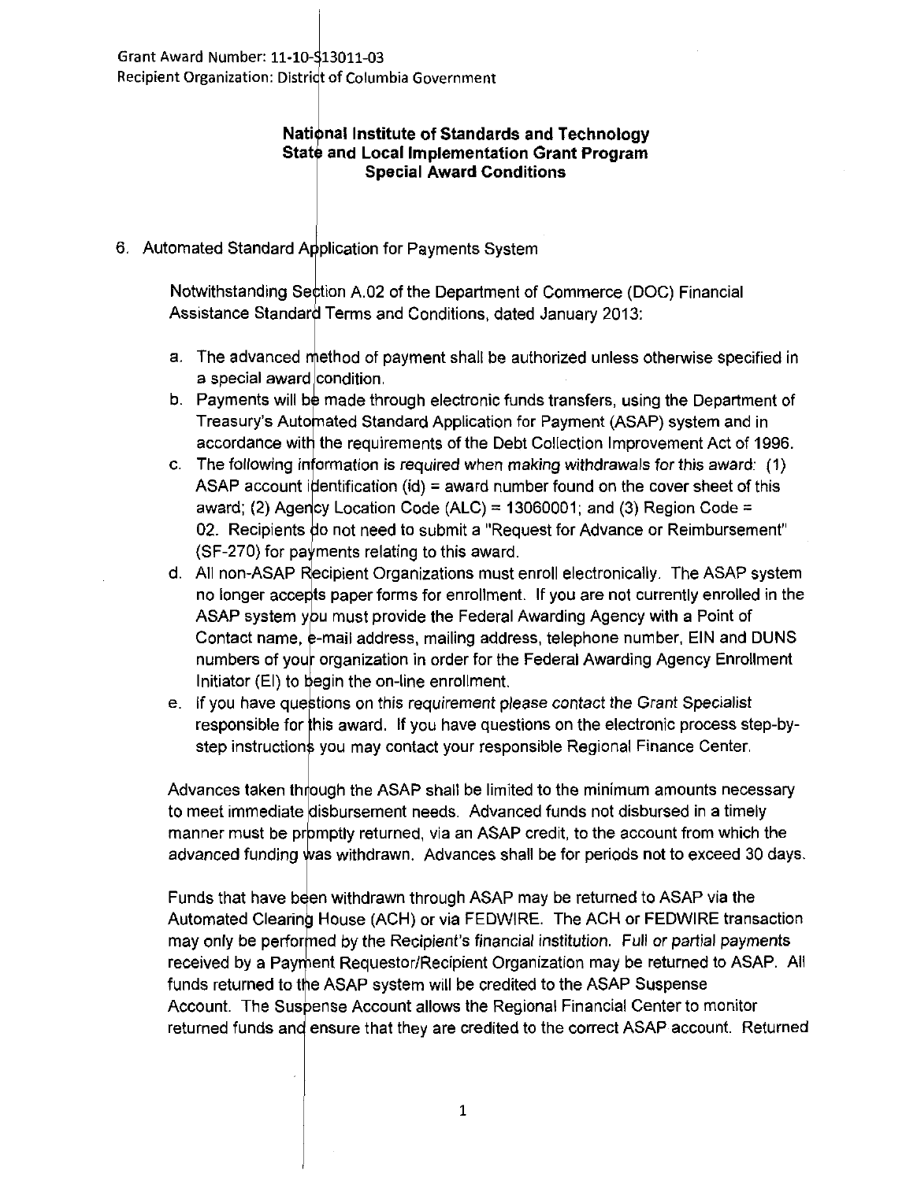Grant Award Number: 11-10-S13011-03
Recipient Organization: District of Columbia Government

**National Institute of Standards and Technology**
**State and Local Implementation Grant Program**
**Special Award Conditions**

6. Automated Standard Application for Payments System

   Notwithstanding Section A.02 of the Department of Commerce (DOC) Financial Assistance Standard Terms and Conditions, dated January 2013:

   a. The advanced method of payment shall be authorized unless otherwise specified in a special award condition.
   b. Payments will be made through electronic funds transfers, using the Department of Treasury's Automated Standard Application for Payment (ASAP) system and in accordance with the requirements of the Debt Collection Improvement Act of 1996.
   c. The following information is required when making withdrawals for this award: (1) ASAP account identification (id) = award number found on the cover sheet of this award; (2) Agency Location Code (ALC) = 13060001; and (3) Region Code = 02. Recipients do not need to submit a "Request for Advance or Reimbursement" (SF-270) for payments relating to this award.
   d. All non-ASAP Recipient Organizations must enroll electronically. The ASAP system no longer accepts paper forms for enrollment. If you are not currently enrolled in the ASAP system you must provide the Federal Awarding Agency with a Point of Contact name, e-mail address, mailing address, telephone number, EIN and DUNS numbers of your organization in order for the Federal Awarding Agency Enrollment Initiator (EI) to begin the on-line enrollment.
   e. If you have questions on this requirement please contact the Grant Specialist responsible for this award. If you have questions on the electronic process step-by-step instructions you may contact your responsible Regional Finance Center.

   Advances taken through the ASAP shall be limited to the minimum amounts necessary to meet immediate disbursement needs. Advanced funds not disbursed in a timely manner must be promptly returned, via an ASAP credit, to the account from which the advanced funding was withdrawn. Advances shall be for periods not to exceed 30 days.

   Funds that have been withdrawn through ASAP may be returned to ASAP via the Automated Clearing House (ACH) or via FEDWIRE. The ACH or FEDWIRE transaction may only be performed by the Recipient's financial institution. Full or partial payments received by a Payment Requestor/Recipient Organization may be returned to ASAP. All funds returned to the ASAP system will be credited to the ASAP Suspense Account. The Suspense Account allows the Regional Financial Center to monitor returned funds and ensure that they are credited to the correct ASAP account. Returned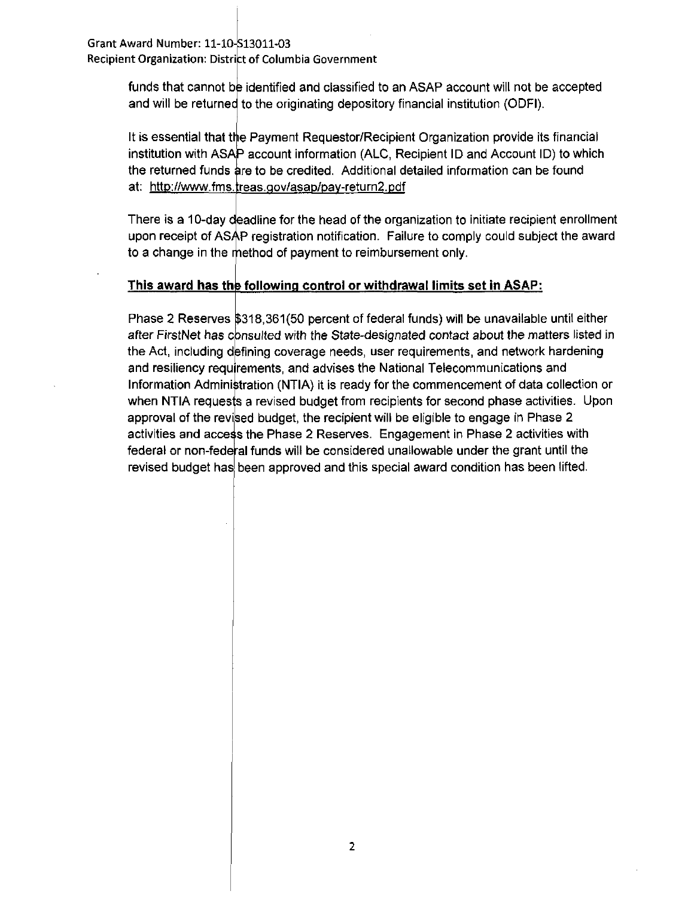funds that cannot be identified and classified to an ASAP account will not be accepted and will be returned to the originating depository financial institution (ODFI).

It is essential that the Payment Requestor/Recipient Organization provide its financial institution with ASAP account information (ALC, Recipient ID and Account ID) to which the returned funds are to be credited. Additional detailed information can be found at: http://www.fms.treas.gov/asap/pay-return2.pdf

There is a 10-day deadline for the head of the organization to initiate recipient enrollment upon receipt of ASAP registration notification. Failure to comply could subject the award to a change in the method of payment to reimbursement only.

**<u>This award has the following control or withdrawal limits set in ASAP:</u>**

Phase 2 Reserves $318,361(50 percent of federal funds) will be unavailable until either after FirstNet has consulted with the State-designated contact about the matters listed in the Act, including defining coverage needs, user requirements, and network hardening and resiliency requirements, and advises the National Telecommunications and Information Administration (NTIA) it is ready for the commencement of data collection or when NTIA requests a revised budget from recipients for second phase activities. Upon approval of the revised budget, the recipient will be eligible to engage in Phase 2 activities and access the Phase 2 Reserves. Engagement in Phase 2 activities with federal or non-federal funds will be considered unallowable under the grant until the revised budget has been approved and this special award condition has been lifted.